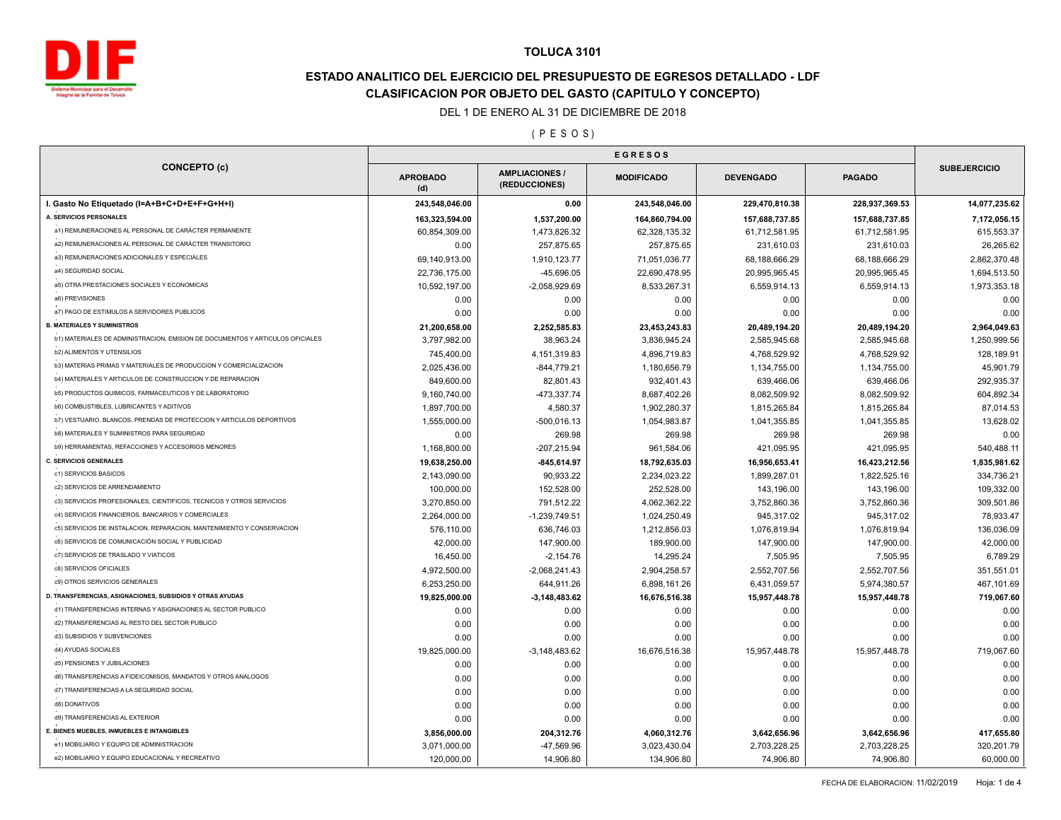# TOLUCA 3101

## ESTADO ANALITICO DEL EJERCICIO DEL PRESUPUESTO DE EGRESOS DETALLADO - LDF
## CLASIFICACION POR OBJETO DEL GASTO (CAPITULO Y CONCEPTO)

DEL 1 DE ENERO AL 31 DE DICIEMBRE DE 2018

( P E S O S )

| CONCEPTO (c) | EGRESOS | | | | | SUBEJERCICIO |
|---|---|---|---|---|---|---|
| | APROBADO (d) | AMPLIACIONES / (REDUCCIONES) | MODIFICADO | DEVENGADO | PAGADO | |
| **I. Gasto No Etiquetado (I=A+B+C+D+E+F+G+H+I)** | **243,548,046.00** | **0.00** | **243,548,046.00** | **229,470,810.38** | **228,937,369.53** | **14,077,235.62** |
| **A. SERVICIOS PERSONALES** | **163,323,594.00** | **1,537,200.00** | **164,860,794.00** | **157,688,737.85** | **157,688,737.85** | **7,172,056.15** |
| a1) REMUNERACIONES AL PERSONAL DE CARÁCTER PERMANENTE | 60,854,309.00 | 1,473,826.32 | 62,328,135.32 | 61,712,581.95 | 61,712,581.95 | 615,553.37 |
| a2) REMUNERACIONES AL PERSONAL DE CARÁCTER TRANSITORIO | 0.00 | 257,875.65 | 257,875.65 | 231,610.03 | 231,610.03 | 26,265.62 |
| a3) REMUNERACIONES ADICIONALES Y ESPECIALES | 69,140,913.00 | 1,910,123.77 | 71,051,036.77 | 68,188,666.29 | 68,188,666.29 | 2,862,370.48 |
| a4) SEGURIDAD SOCIAL | 22,736,175.00 | -45,696.05 | 22,690,478.95 | 20,995,965.45 | 20,995,965.45 | 1,694,513.50 |
| a5) OTRA PRESTACIONES SOCIALES Y ECONOMICAS | 10,592,197.00 | -2,058,929.69 | 8,533,267.31 | 6,559,914.13 | 6,559,914.13 | 1,973,353.18 |
| a6) PREVISIONES | 0.00 | 0.00 | 0.00 | 0.00 | 0.00 | 0.00 |
| a7) PAGO DE ESTIMULOS A SERVIDORES PUBLICOS | 0.00 | 0.00 | 0.00 | 0.00 | 0.00 | 0.00 |
| **B. MATERIALES Y SUMINISTROS** | **21,200,658.00** | **2,252,585.83** | **23,453,243.83** | **20,489,194.20** | **20,489,194.20** | **2,964,049.63** |
| b1) MATERIALES DE ADMINISTRACION, EMISION DE DOCUMENTOS Y ARTICULOS OFICIALES | 3,797,982.00 | 38,963.24 | 3,836,945.24 | 2,585,945.68 | 2,585,945.68 | 1,250,999.56 |
| b2) ALIMENTOS Y UTENSILIOS | 745,400.00 | 4,151,319.83 | 4,896,719.83 | 4,768,529.92 | 4,768,529.92 | 128,189.91 |
| b3) MATERIAS PRIMAS Y MATERIALES DE PRODUCCION Y COMERCIALIZACION | 2,025,436.00 | -844,779.21 | 1,180,656.79 | 1,134,755.00 | 1,134,755.00 | 45,901.79 |
| b4) MATERIALES Y ARTICULOS DE CONSTRUCCION Y DE REPARACION | 849,600.00 | 82,801.43 | 932,401.43 | 639,466.06 | 639,466.06 | 292,935.37 |
| b5) PRODUCTOS QUIMICOS, FARMACEUTICOS Y DE LABORATORIO | 9,160,740.00 | -473,337.74 | 8,687,402.26 | 8,082,509.92 | 8,082,509.92 | 604,892.34 |
| b6) COMBUSTIBLES, LUBRICANTES Y ADITIVOS | 1,897,700.00 | 4,580.37 | 1,902,280.37 | 1,815,265.84 | 1,815,265.84 | 87,014.53 |
| b7) VESTUARIO, BLANCOS, PRENDAS DE PROTECCION Y ARTICULOS DEPORTIVOS | 1,555,000.00 | -500,016.13 | 1,054,983.87 | 1,041,355.85 | 1,041,355.85 | 13,628.02 |
| b8) MATERIALES Y SUMINISTROS PARA SEGURIDAD | 0.00 | 269.98 | 269.98 | 269.98 | 269.98 | 0.00 |
| b9) HERRAMIENTAS, REFACCIONES Y ACCESORIOS MENORES | 1,168,800.00 | -207,215.94 | 961,584.06 | 421,095.95 | 421,095.95 | 540,488.11 |
| **C. SERVICIOS GENERALES** | **19,638,250.00** | **-845,614.97** | **18,792,635.03** | **16,956,653.41** | **16,423,212.56** | **1,835,981.62** |
| c1) SERVICIOS BASICOS | 2,143,090.00 | 90,933.22 | 2,234,023.22 | 1,899,287.01 | 1,822,525.16 | 334,736.21 |
| c2) SERVICIOS DE ARRENDAMIENTO | 100,000.00 | 152,528.00 | 252,528.00 | 143,196.00 | 143,196.00 | 109,332.00 |
| c3) SERVICIOS PROFESIONALES, CIENTIFICOS, TECNICOS Y OTROS SERVICIOS | 3,270,850.00 | 791,512.22 | 4,062,362.22 | 3,752,860.36 | 3,752,860.36 | 309,501.86 |
| c4) SERVICIOS FINANCIEROS, BANCARIOS Y COMERCIALES | 2,264,000.00 | -1,239,749.51 | 1,024,250.49 | 945,317.02 | 945,317.02 | 78,933.47 |
| c5) SERVICIOS DE INSTALACION, REPARACION, MANTENIMIENTO Y CONSERVACION | 576,110.00 | 636,746.03 | 1,212,856.03 | 1,076,819.94 | 1,076,819.94 | 136,036.09 |
| c6) SERVICIOS DE COMUNICACIÓN SOCIAL Y PUBLICIDAD | 42,000.00 | 147,900.00 | 189,900.00 | 147,900.00 | 147,900.00 | 42,000.00 |
| c7) SERVICIOS DE TRASLADO Y VIATICOS | 16,450.00 | -2,154.76 | 14,295.24 | 7,505.95 | 7,505.95 | 6,789.29 |
| c8) SERVICIOS OFICIALES | 4,972,500.00 | -2,068,241.43 | 2,904,258.57 | 2,552,707.56 | 2,552,707.56 | 351,551.01 |
| c9) OTROS SERVICIOS GENERALES | 6,253,250.00 | 644,911.26 | 6,898,161.26 | 6,431,059.57 | 5,974,380.57 | 467,101.69 |
| **D. TRANSFERENCIAS, ASIGNACIONES, SUBSIDIOS Y OTRAS AYUDAS** | **19,825,000.00** | **-3,148,483.62** | **16,676,516.38** | **15,957,448.78** | **15,957,448.78** | **719,067.60** |
| d1) TRANSFERENCIAS INTERNAS Y ASIGNACIONES AL SECTOR PUBLICO | 0.00 | 0.00 | 0.00 | 0.00 | 0.00 | 0.00 |
| d2) TRANSFERENCIAS AL RESTO DEL SECTOR PUBLICO | 0.00 | 0.00 | 0.00 | 0.00 | 0.00 | 0.00 |
| d3) SUBSIDIOS Y SUBVENCIONES | 0.00 | 0.00 | 0.00 | 0.00 | 0.00 | 0.00 |
| d4) AYUDAS SOCIALES | 19,825,000.00 | -3,148,483.62 | 16,676,516.38 | 15,957,448.78 | 15,957,448.78 | 719,067.60 |
| d5) PENSIONES Y JUBILACIONES | 0.00 | 0.00 | 0.00 | 0.00 | 0.00 | 0.00 |
| d6) TRANSFERENCIAS A FIDEICOMISOS, MANDATOS Y OTROS ANALOGOS | 0.00 | 0.00 | 0.00 | 0.00 | 0.00 | 0.00 |
| d7) TRANSFERENCIAS A LA SEGURIDAD SOCIAL | 0.00 | 0.00 | 0.00 | 0.00 | 0.00 | 0.00 |
| d8) DONATIVOS | 0.00 | 0.00 | 0.00 | 0.00 | 0.00 | 0.00 |
| d9) TRANSFERENCIAS AL EXTERIOR | 0.00 | 0.00 | 0.00 | 0.00 | 0.00 | 0.00 |
| **E. BIENES MUEBLES, INMUEBLES E INTANGIBLES** | **3,856,000.00** | **204,312.76** | **4,060,312.76** | **3,642,656.96** | **3,642,656.96** | **417,655.80** |
| e1) MOBILIARIO Y EQUIPO DE ADMINISTRACION | 3,071,000.00 | -47,569.96 | 3,023,430.04 | 2,703,228.25 | 2,703,228.25 | 320,201.79 |
| e2) MOBILIARIO Y EQUIPO EDUCACIONAL Y RECREATIVO | 120,000.00 | 14,906.80 | 134,906.80 | 74,906.80 | 74,906.80 | 60,000.00 |

FECHA DE ELABORACION: 11/02/2019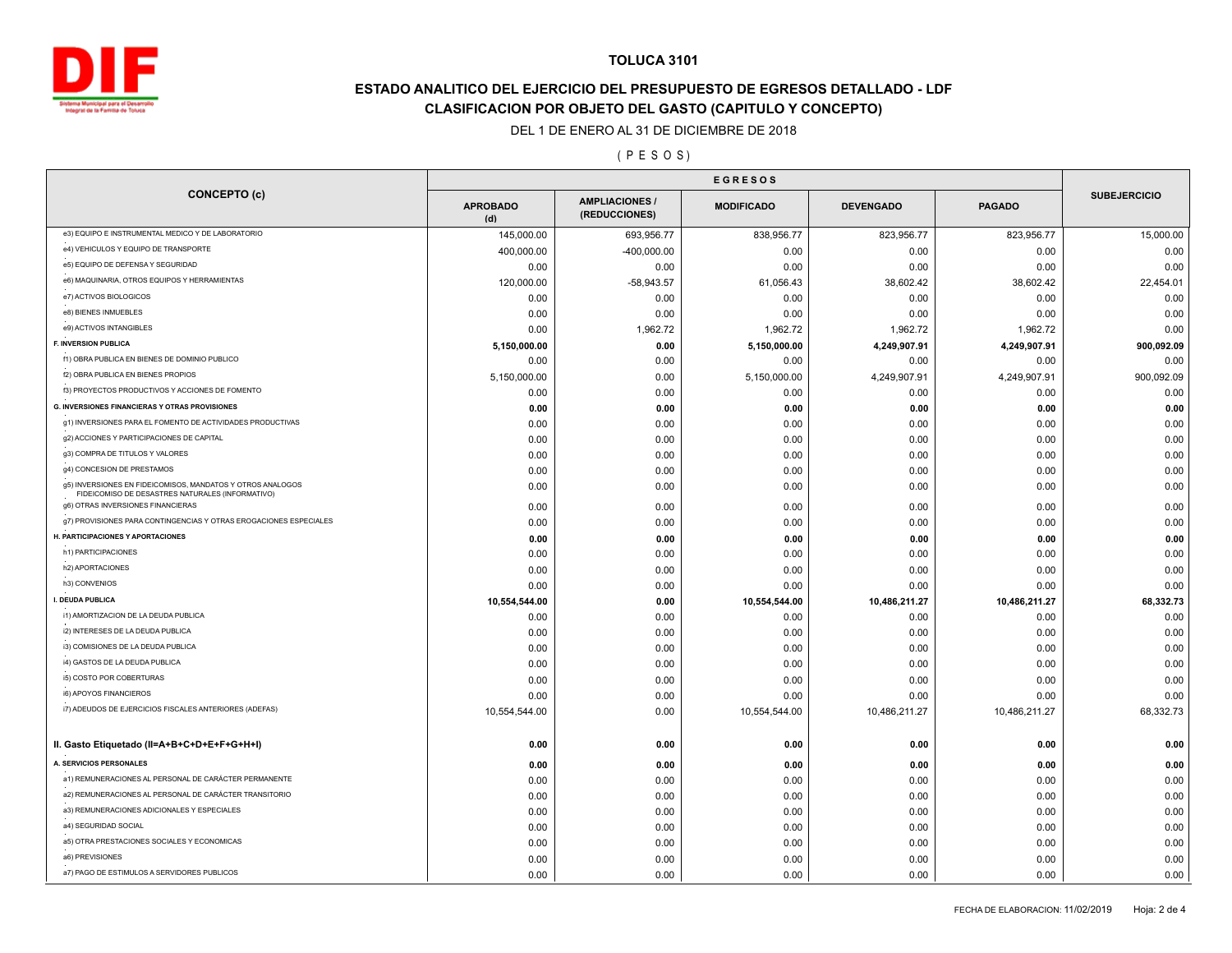# TOLUCA 3101

## ESTADO ANALITICO DEL EJERCICIO DEL PRESUPUESTO DE EGRESOS DETALLADO - LDF

## CLASIFICACION POR OBJETO DEL GASTO (CAPITULO Y CONCEPTO)

DEL 1 DE ENERO AL 31 DE DICIEMBRE DE 2018

( P E S O S )

| CONCEPTO (c) | EGRESOS | | | | | SUBEJERCICIO |
|---|---|---|---|---|---|---|
| | APROBADO (d) | AMPLIACIONES / (REDUCCIONES) | MODIFICADO | DEVENGADO | PAGADO | |
| e3) EQUIPO E INSTRUMENTAL MEDICO Y DE LABORATORIO | 145,000.00 | 693,956.77 | 838,956.77 | 823,956.77 | 823,956.77 | 15,000.00 |
| e4) VEHICULOS Y EQUIPO DE TRANSPORTE | 400,000.00 | -400,000.00 | 0.00 | 0.00 | 0.00 | 0.00 |
| e5) EQUIPO DE DEFENSA Y SEGURIDAD | 0.00 | 0.00 | 0.00 | 0.00 | 0.00 | 0.00 |
| e6) MAQUINARIA, OTROS EQUIPOS Y HERRAMIENTAS | 120,000.00 | -58,943.57 | 61,056.43 | 38,602.42 | 38,602.42 | 22,454.01 |
| e7) ACTIVOS BIOLOGICOS | 0.00 | 0.00 | 0.00 | 0.00 | 0.00 | 0.00 |
| e8) BIENES INMUEBLES | 0.00 | 0.00 | 0.00 | 0.00 | 0.00 | 0.00 |
| e9) ACTIVOS INTANGIBLES | 0.00 | 1,962.72 | 1,962.72 | 1,962.72 | 1,962.72 | 0.00 |
| **F. INVERSION PUBLICA** | **5,150,000.00** | **0.00** | **5,150,000.00** | **4,249,907.91** | **4,249,907.91** | **900,092.09** |
| f1) OBRA PUBLICA EN BIENES DE DOMINIO PUBLICO | 0.00 | 0.00 | 0.00 | 0.00 | 0.00 | 0.00 |
| f2) OBRA PUBLICA EN BIENES PROPIOS | 5,150,000.00 | 0.00 | 5,150,000.00 | 4,249,907.91 | 4,249,907.91 | 900,092.09 |
| f3) PROYECTOS PRODUCTIVOS Y ACCIONES DE FOMENTO | 0.00 | 0.00 | 0.00 | 0.00 | 0.00 | 0.00 |
| **G. INVERSIONES FINANCIERAS Y OTRAS PROVISIONES** | **0.00** | **0.00** | **0.00** | **0.00** | **0.00** | **0.00** |
| g1) INVERSIONES PARA EL FOMENTO DE ACTIVIDADES PRODUCTIVAS | 0.00 | 0.00 | 0.00 | 0.00 | 0.00 | 0.00 |
| g2) ACCIONES Y PARTICIPACIONES DE CAPITAL | 0.00 | 0.00 | 0.00 | 0.00 | 0.00 | 0.00 |
| g3) COMPRA DE TITULOS Y VALORES | 0.00 | 0.00 | 0.00 | 0.00 | 0.00 | 0.00 |
| g4) CONCESION DE PRESTAMOS | 0.00 | 0.00 | 0.00 | 0.00 | 0.00 | 0.00 |
| g5) INVERSIONES EN FIDEICOMISOS, MANDATOS Y OTROS ANALOGOS FIDEICOMISO DE DESASTRES NATURALES (INFORMATIVO) | 0.00 | 0.00 | 0.00 | 0.00 | 0.00 | 0.00 |
| g6) OTRAS INVERSIONES FINANCIERAS | 0.00 | 0.00 | 0.00 | 0.00 | 0.00 | 0.00 |
| g7) PROVISIONES PARA CONTINGENCIAS Y OTRAS EROGACIONES ESPECIALES | 0.00 | 0.00 | 0.00 | 0.00 | 0.00 | 0.00 |
| **H. PARTICIPACIONES Y APORTACIONES** | **0.00** | **0.00** | **0.00** | **0.00** | **0.00** | **0.00** |
| h1) PARTICIPACIONES | 0.00 | 0.00 | 0.00 | 0.00 | 0.00 | 0.00 |
| h2) APORTACIONES | 0.00 | 0.00 | 0.00 | 0.00 | 0.00 | 0.00 |
| h3) CONVENIOS | 0.00 | 0.00 | 0.00 | 0.00 | 0.00 | 0.00 |
| **I. DEUDA PUBLICA** | **10,554,544.00** | **0.00** | **10,554,544.00** | **10,486,211.27** | **10,486,211.27** | **68,332.73** |
| i1) AMORTIZACION DE LA DEUDA PUBLICA | 0.00 | 0.00 | 0.00 | 0.00 | 0.00 | 0.00 |
| i2) INTERESES DE LA DEUDA PUBLICA | 0.00 | 0.00 | 0.00 | 0.00 | 0.00 | 0.00 |
| i3) COMISIONES DE LA DEUDA PUBLICA | 0.00 | 0.00 | 0.00 | 0.00 | 0.00 | 0.00 |
| i4) GASTOS DE LA DEUDA PUBLICA | 0.00 | 0.00 | 0.00 | 0.00 | 0.00 | 0.00 |
| i5) COSTO POR COBERTURAS | 0.00 | 0.00 | 0.00 | 0.00 | 0.00 | 0.00 |
| i6) APOYOS FINANCIEROS | 0.00 | 0.00 | 0.00 | 0.00 | 0.00 | 0.00 |
| i7) ADEUDOS DE EJERCICIOS FISCALES ANTERIORES (ADEFAS) | 10,554,544.00 | 0.00 | 10,554,544.00 | 10,486,211.27 | 10,486,211.27 | 68,332.73 |
| **II. Gasto Etiquetado (II=A+B+C+D+E+F+G+H+I)** | **0.00** | **0.00** | **0.00** | **0.00** | **0.00** | **0.00** |
| **A. SERVICIOS PERSONALES** | **0.00** | **0.00** | **0.00** | **0.00** | **0.00** | **0.00** |
| a1) REMUNERACIONES AL PERSONAL DE CARÁCTER PERMANENTE | 0.00 | 0.00 | 0.00 | 0.00 | 0.00 | 0.00 |
| a2) REMUNERACIONES AL PERSONAL DE CARÁCTER TRANSITORIO | 0.00 | 0.00 | 0.00 | 0.00 | 0.00 | 0.00 |
| a3) REMUNERACIONES ADICIONALES Y ESPECIALES | 0.00 | 0.00 | 0.00 | 0.00 | 0.00 | 0.00 |
| a4) SEGURIDAD SOCIAL | 0.00 | 0.00 | 0.00 | 0.00 | 0.00 | 0.00 |
| a5) OTRA PRESTACIONES SOCIALES Y ECONOMICAS | 0.00 | 0.00 | 0.00 | 0.00 | 0.00 | 0.00 |
| a6) PREVISIONES | 0.00 | 0.00 | 0.00 | 0.00 | 0.00 | 0.00 |
| a7) PAGO DE ESTIMULOS A SERVIDORES PUBLICOS | 0.00 | 0.00 | 0.00 | 0.00 | 0.00 | 0.00 |

FECHA DE ELABORACION: 11/02/2019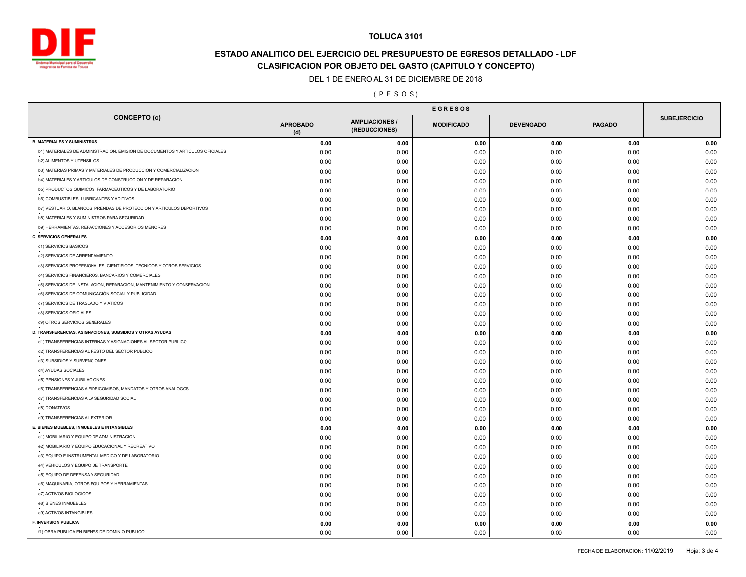# TOLUCA 3101

## ESTADO ANALITICO DEL EJERCICIO DEL PRESUPUESTO DE EGRESOS DETALLADO - LDF

## CLASIFICACION POR OBJETO DEL GASTO (CAPITULO Y CONCEPTO)

DEL 1 DE ENERO AL 31 DE DICIEMBRE DE 2018

( P E S O S )

| CONCEPTO (c) | EGRESOS | | | | | SUBEJERCICIO |
|---|---|---|---|---|---|---|
| | APROBADO (d) | AMPLIACIONES / (REDUCCIONES) | MODIFICADO | DEVENGADO | PAGADO | |
| **B. MATERIALES Y SUMINISTROS** | **0.00** | **0.00** | **0.00** | **0.00** | **0.00** | **0.00** |
| b1) MATERIALES DE ADMINISTRACION, EMISION DE DOCUMENTOS Y ARTICULOS OFICIALES | 0.00 | 0.00 | 0.00 | 0.00 | 0.00 | 0.00 |
| b2) ALIMENTOS Y UTENSILIOS | 0.00 | 0.00 | 0.00 | 0.00 | 0.00 | 0.00 |
| b3) MATERIAS PRIMAS Y MATERIALES DE PRODUCCION Y COMERCIALIZACION | 0.00 | 0.00 | 0.00 | 0.00 | 0.00 | 0.00 |
| b4) MATERIALES Y ARTICULOS DE CONSTRUCCION Y DE REPARACION | 0.00 | 0.00 | 0.00 | 0.00 | 0.00 | 0.00 |
| b5) PRODUCTOS QUIMICOS, FARMACEUTICOS Y DE LABORATORIO | 0.00 | 0.00 | 0.00 | 0.00 | 0.00 | 0.00 |
| b6) COMBUSTIBLES, LUBRICANTES Y ADITIVOS | 0.00 | 0.00 | 0.00 | 0.00 | 0.00 | 0.00 |
| b7) VESTUARIO, BLANCOS, PRENDAS DE PROTECCION Y ARTICULOS DEPORTIVOS | 0.00 | 0.00 | 0.00 | 0.00 | 0.00 | 0.00 |
| b8) MATERIALES Y SUMINISTROS PARA SEGURIDAD | 0.00 | 0.00 | 0.00 | 0.00 | 0.00 | 0.00 |
| b9) HERRAMIENTAS, REFACCIONES Y ACCESORIOS MENORES | 0.00 | 0.00 | 0.00 | 0.00 | 0.00 | 0.00 |
| **C. SERVICIOS GENERALES** | **0.00** | **0.00** | **0.00** | **0.00** | **0.00** | **0.00** |
| c1) SERVICIOS BASICOS | 0.00 | 0.00 | 0.00 | 0.00 | 0.00 | 0.00 |
| c2) SERVICIOS DE ARRENDAMIENTO | 0.00 | 0.00 | 0.00 | 0.00 | 0.00 | 0.00 |
| c3) SERVICIOS PROFESIONALES, CIENTIFICOS, TECNICOS Y OTROS SERVICIOS | 0.00 | 0.00 | 0.00 | 0.00 | 0.00 | 0.00 |
| c4) SERVICIOS FINANCIEROS, BANCARIOS Y COMERCIALES | 0.00 | 0.00 | 0.00 | 0.00 | 0.00 | 0.00 |
| c5) SERVICIOS DE INSTALACION, REPARACION, MANTENIMIENTO Y CONSERVACION | 0.00 | 0.00 | 0.00 | 0.00 | 0.00 | 0.00 |
| c6) SERVICIOS DE COMUNICACIÓN SOCIAL Y PUBLICIDAD | 0.00 | 0.00 | 0.00 | 0.00 | 0.00 | 0.00 |
| c7) SERVICIOS DE TRASLADO Y VIATICOS | 0.00 | 0.00 | 0.00 | 0.00 | 0.00 | 0.00 |
| c8) SERVICIOS OFICIALES | 0.00 | 0.00 | 0.00 | 0.00 | 0.00 | 0.00 |
| c9) OTROS SERVICIOS GENERALES | 0.00 | 0.00 | 0.00 | 0.00 | 0.00 | 0.00 |
| **D. TRANSFERENCIAS, ASIGNACIONES, SUBSIDIOS Y OTRAS AYUDAS** | **0.00** | **0.00** | **0.00** | **0.00** | **0.00** | **0.00** |
| d1) TRANSFERENCIAS INTERNAS Y ASIGNACIONES AL SECTOR PUBLICO | 0.00 | 0.00 | 0.00 | 0.00 | 0.00 | 0.00 |
| d2) TRANSFERENCIAS AL RESTO DEL SECTOR PUBLICO | 0.00 | 0.00 | 0.00 | 0.00 | 0.00 | 0.00 |
| d3) SUBSIDIOS Y SUBVENCIONES | 0.00 | 0.00 | 0.00 | 0.00 | 0.00 | 0.00 |
| d4) AYUDAS SOCIALES | 0.00 | 0.00 | 0.00 | 0.00 | 0.00 | 0.00 |
| d5) PENSIONES Y JUBILACIONES | 0.00 | 0.00 | 0.00 | 0.00 | 0.00 | 0.00 |
| d6) TRANSFERENCIAS A FIDEICOMISOS, MANDATOS Y OTROS ANALOGOS | 0.00 | 0.00 | 0.00 | 0.00 | 0.00 | 0.00 |
| d7) TRANSFERENCIAS A LA SEGURIDAD SOCIAL | 0.00 | 0.00 | 0.00 | 0.00 | 0.00 | 0.00 |
| d8) DONATIVOS | 0.00 | 0.00 | 0.00 | 0.00 | 0.00 | 0.00 |
| d9) TRANSFERENCIAS AL EXTERIOR | 0.00 | 0.00 | 0.00 | 0.00 | 0.00 | 0.00 |
| **E. BIENES MUEBLES, INMUEBLES E INTANGIBLES** | **0.00** | **0.00** | **0.00** | **0.00** | **0.00** | **0.00** |
| e1) MOBILIARIO Y EQUIPO DE ADMINISTRACION | 0.00 | 0.00 | 0.00 | 0.00 | 0.00 | 0.00 |
| e2) MOBILIARIO Y EQUIPO EDUCACIONAL Y RECREATIVO | 0.00 | 0.00 | 0.00 | 0.00 | 0.00 | 0.00 |
| e3) EQUIPO E INSTRUMENTAL MEDICO Y DE LABORATORIO | 0.00 | 0.00 | 0.00 | 0.00 | 0.00 | 0.00 |
| e4) VEHICULOS Y EQUIPO DE TRANSPORTE | 0.00 | 0.00 | 0.00 | 0.00 | 0.00 | 0.00 |
| e5) EQUIPO DE DEFENSA Y SEGURIDAD | 0.00 | 0.00 | 0.00 | 0.00 | 0.00 | 0.00 |
| e6) MAQUINARIA, OTROS EQUIPOS Y HERRAMIENTAS | 0.00 | 0.00 | 0.00 | 0.00 | 0.00 | 0.00 |
| e7) ACTIVOS BIOLOGICOS | 0.00 | 0.00 | 0.00 | 0.00 | 0.00 | 0.00 |
| e8) BIENES INMUEBLES | 0.00 | 0.00 | 0.00 | 0.00 | 0.00 | 0.00 |
| e9) ACTIVOS INTANGIBLES | 0.00 | 0.00 | 0.00 | 0.00 | 0.00 | 0.00 |
| **F. INVERSION PUBLICA** | **0.00** | **0.00** | **0.00** | **0.00** | **0.00** | **0.00** |
| f1) OBRA PUBLICA EN BIENES DE DOMINIO PUBLICO | 0.00 | 0.00 | 0.00 | 0.00 | 0.00 | 0.00 |

FECHA DE ELABORACION: 11/02/2019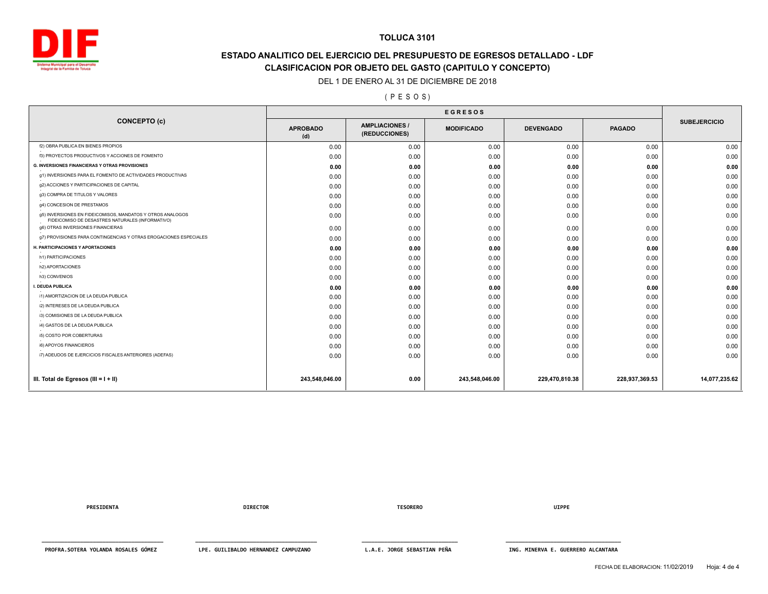**TOLUCA 3101**

## ESTADO ANALITICO DEL EJERCICIO DEL PRESUPUESTO DE EGRESOS DETALLADO - LDF

## CLASIFICACION POR OBJETO DEL GASTO (CAPITULO Y CONCEPTO)

DEL 1 DE ENERO AL 31 DE DICIEMBRE DE 2018

( P E S O S )

| CONCEPTO (c) | EGRESOS | | | | | SUBEJERCICIO |
|---|---|---|---|---|---|---|
| | APROBADO (d) | AMPLIACIONES / (REDUCCIONES) | MODIFICADO | DEVENGADO | PAGADO | |
| f2) OBRA PUBLICA EN BIENES PROPIOS | 0.00 | 0.00 | 0.00 | 0.00 | 0.00 | 0.00 |
| f3) PROYECTOS PRODUCTIVOS Y ACCIONES DE FOMENTO | 0.00 | 0.00 | 0.00 | 0.00 | 0.00 | 0.00 |
| **G. INVERSIONES FINANCIERAS Y OTRAS PROVISIONES** | **0.00** | **0.00** | **0.00** | **0.00** | **0.00** | **0.00** |
| g1) INVERSIONES PARA EL FOMENTO DE ACTIVIDADES PRODUCTIVAS | 0.00 | 0.00 | 0.00 | 0.00 | 0.00 | 0.00 |
| g2) ACCIONES Y PARTICIPACIONES DE CAPITAL | 0.00 | 0.00 | 0.00 | 0.00 | 0.00 | 0.00 |
| g3) COMPRA DE TITULOS Y VALORES | 0.00 | 0.00 | 0.00 | 0.00 | 0.00 | 0.00 |
| g4) CONCESION DE PRESTAMOS | 0.00 | 0.00 | 0.00 | 0.00 | 0.00 | 0.00 |
| g5) INVERSIONES EN FIDEICOMISOS, MANDATOS Y OTROS ANALOGOS FIDEICOMISO DE DESASTRES NATURALES (INFORMATIVO) | 0.00 | 0.00 | 0.00 | 0.00 | 0.00 | 0.00 |
| g6) OTRAS INVERSIONES FINANCIERAS | 0.00 | 0.00 | 0.00 | 0.00 | 0.00 | 0.00 |
| g7) PROVISIONES PARA CONTINGENCIAS Y OTRAS EROGACIONES ESPECIALES | 0.00 | 0.00 | 0.00 | 0.00 | 0.00 | 0.00 |
| **H. PARTICIPACIONES Y APORTACIONES** | **0.00** | **0.00** | **0.00** | **0.00** | **0.00** | **0.00** |
| h1) PARTICIPACIONES | 0.00 | 0.00 | 0.00 | 0.00 | 0.00 | 0.00 |
| h2) APORTACIONES | 0.00 | 0.00 | 0.00 | 0.00 | 0.00 | 0.00 |
| h3) CONVENIOS | 0.00 | 0.00 | 0.00 | 0.00 | 0.00 | 0.00 |
| **I. DEUDA PUBLICA** | **0.00** | **0.00** | **0.00** | **0.00** | **0.00** | **0.00** |
| i1) AMORTIZACION DE LA DEUDA PUBLICA | 0.00 | 0.00 | 0.00 | 0.00 | 0.00 | 0.00 |
| i2) INTERESES DE LA DEUDA PUBLICA | 0.00 | 0.00 | 0.00 | 0.00 | 0.00 | 0.00 |
| i3) COMISIONES DE LA DEUDA PUBLICA | 0.00 | 0.00 | 0.00 | 0.00 | 0.00 | 0.00 |
| i4) GASTOS DE LA DEUDA PUBLICA | 0.00 | 0.00 | 0.00 | 0.00 | 0.00 | 0.00 |
| i5) COSTO POR COBERTURAS | 0.00 | 0.00 | 0.00 | 0.00 | 0.00 | 0.00 |
| i6) APOYOS FINANCIEROS | 0.00 | 0.00 | 0.00 | 0.00 | 0.00 | 0.00 |
| i7) ADEUDOS DE EJERCICIOS FISCALES ANTERIORES (ADEFAS) | 0.00 | 0.00 | 0.00 | 0.00 | 0.00 | 0.00 |
| **III. Total de Egresos (III = I + II)** | **243,548,046.00** | **0.00** | **243,548,046.00** | **229,470,810.38** | **228,937,369.53** | **14,077,235.62** |

| PRESIDENTA | DIRECTOR | TESORERO | UIPPE |
|---|---|---|---|
| PROFRA.SOTERA YOLANDA ROSALES GÓMEZ | LPE. GUILIBALDO HERNANDEZ CAMPUZANO | L.A.E. JORGE SEBASTIAN PEÑA | ING. MINERVA E. GUERRERO ALCANTARA |

FECHA DE ELABORACION: 11/02/2019